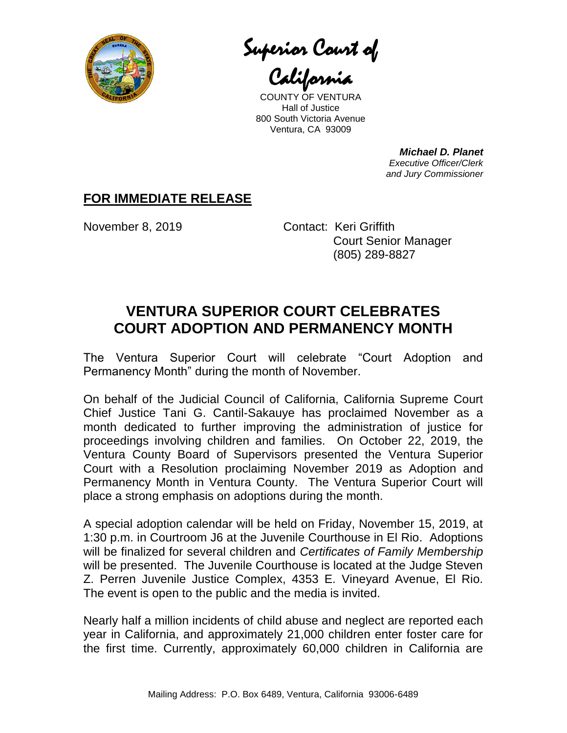# Superior Court of California

COUNTY OF VENTURA
Hall of Justice
800 South Victoria Avenue
Ventura, CA 93009

***Michael D. Planet***
*Executive Officer/Clerk*
*and Jury Commissioner*

**FOR IMMEDIATE RELEASE**

November 8, 2019

Contact: Keri Griffith
Court Senior Manager
(805) 289-8827

## VENTURA SUPERIOR COURT CELEBRATES COURT ADOPTION AND PERMANENCY MONTH

The Ventura Superior Court will celebrate "Court Adoption and Permanency Month" during the month of November.

On behalf of the Judicial Council of California, California Supreme Court Chief Justice Tani G. Cantil-Sakauye has proclaimed November as a month dedicated to further improving the administration of justice for proceedings involving children and families. On October 22, 2019, the Ventura County Board of Supervisors presented the Ventura Superior Court with a Resolution proclaiming November 2019 as Adoption and Permanency Month in Ventura County. The Ventura Superior Court will place a strong emphasis on adoptions during the month.

A special adoption calendar will be held on Friday, November 15, 2019, at 1:30 p.m. in Courtroom J6 at the Juvenile Courthouse in El Rio. Adoptions will be finalized for several children and *Certificates of Family Membership* will be presented. The Juvenile Courthouse is located at the Judge Steven Z. Perren Juvenile Justice Complex, 4353 E. Vineyard Avenue, El Rio. The event is open to the public and the media is invited.

Nearly half a million incidents of child abuse and neglect are reported each year in California, and approximately 21,000 children enter foster care for the first time. Currently, approximately 60,000 children in California are

Mailing Address: P.O. Box 6489, Ventura, California 93006-6489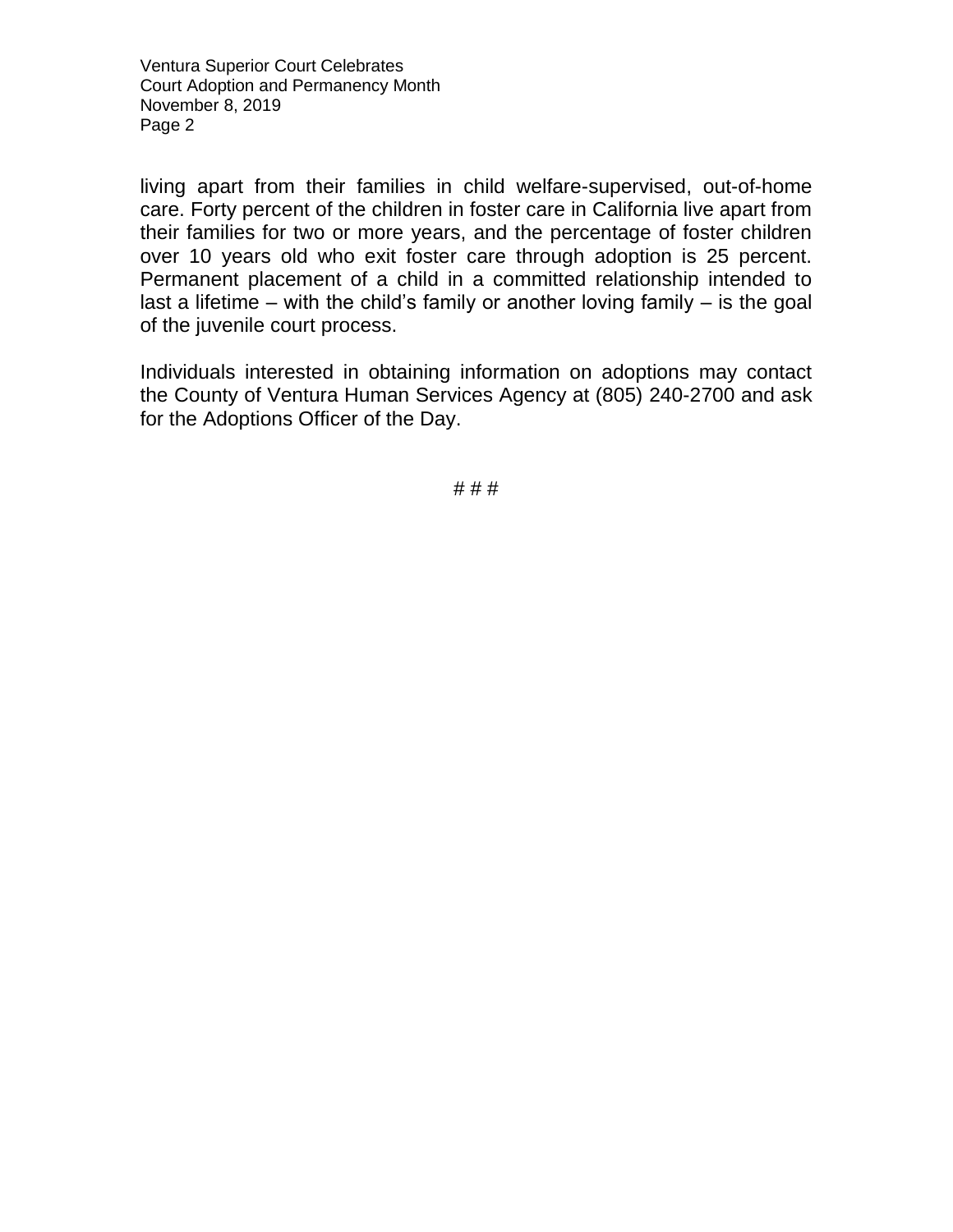living apart from their families in child welfare-supervised, out-of-home care. Forty percent of the children in foster care in California live apart from their families for two or more years, and the percentage of foster children over 10 years old who exit foster care through adoption is 25 percent. Permanent placement of a child in a committed relationship intended to last a lifetime – with the child's family or another loving family – is the goal of the juvenile court process.

Individuals interested in obtaining information on adoptions may contact the County of Ventura Human Services Agency at (805) 240-2700 and ask for the Adoptions Officer of the Day.

# # #